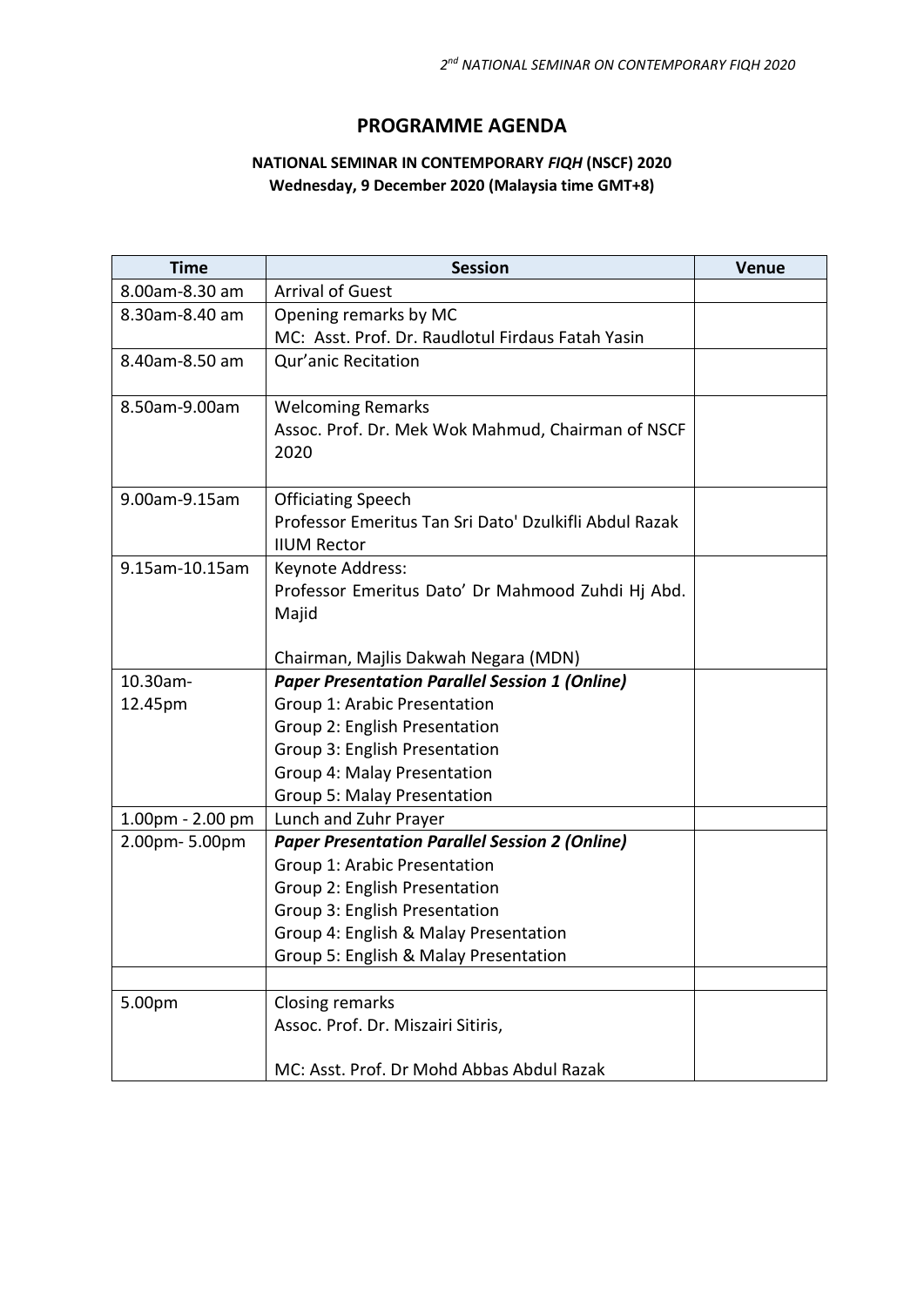# PROGRAMME AGENDA

**NATIONAL SEMINAR IN CONTEMPORARY *FIQH* (NSCF) 2020**
**Wednesday, 9 December 2020 (Malaysia time GMT+8)**

| Time | Session | Venue |
|---|---|---|
| 8.00am-8.30 am | Arrival of Guest | |
| 8.30am-8.40 am | Opening remarks by MC<br>MC: Asst. Prof. Dr. Raudlotul Firdaus Fatah Yasin | |
| 8.40am-8.50 am | Qur'anic Recitation | |
| 8.50am-9.00am | Welcoming Remarks<br>Assoc. Prof. Dr. Mek Wok Mahmud, Chairman of NSCF 2020 | |
| 9.00am-9.15am | Officiating Speech<br>Professor Emeritus Tan Sri Dato' Dzulkifli Abdul Razak<br>IIUM Rector | |
| 9.15am-10.15am | Keynote Address:<br>Professor Emeritus Dato' Dr Mahmood Zuhdi Hj Abd. Majid<br><br>Chairman, Majlis Dakwah Negara (MDN) | |
| 10.30am-12.45pm | ***Paper Presentation Parallel Session 1 (Online)***<br>Group 1: Arabic Presentation<br>Group 2: English Presentation<br>Group 3: English Presentation<br>Group 4: Malay Presentation<br>Group 5: Malay Presentation | |
| 1.00pm - 2.00 pm | Lunch and Zuhr Prayer | |
| 2.00pm- 5.00pm | ***Paper Presentation Parallel Session 2 (Online)***<br>Group 1: Arabic Presentation<br>Group 2: English Presentation<br>Group 3: English Presentation<br>Group 4: English & Malay Presentation<br>Group 5: English & Malay Presentation | |
| | | |
| 5.00pm | Closing remarks<br>Assoc. Prof. Dr. Miszairi Sitiris,<br><br>MC: Asst. Prof. Dr Mohd Abbas Abdul Razak | |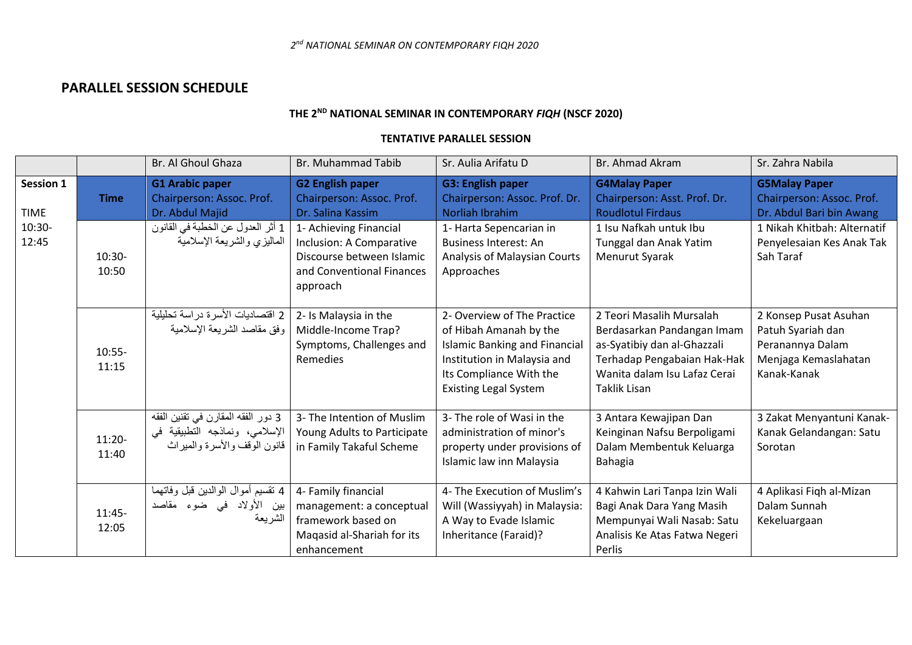## PARALLEL SESSION SCHEDULE

**THE 2[ND] NATIONAL SEMINAR IN CONTEMPORARY *FIQH* (NSCF 2020)**

**TENTATIVE PARALLEL SESSION**

| | | Br. Al Ghoul Ghaza | Br. Muhammad Tabib | Sr. Aulia Arifatu D | Br. Ahmad Akram | Sr. Zahra Nabila |
|---|---|---|---|---|---|---|
| **Session 1** TIME 10:30-12:45 | **Time** | **G1 Arabic paper** Chairperson: Assoc. Prof. Dr. Abdul Majid | **G2 English paper** Chairperson: Assoc. Prof. Dr. Salina Kassim | **G3: English paper** Chairperson: Assoc. Prof. Dr. Norliah Ibrahim | **G4Malay Paper** Chairperson: Asst. Prof. Dr. Roudlotul Firdaus | **G5Malay Paper** Chairperson: Assoc. Prof. Dr. Abdul Bari bin Awang |
| | 10:30-10:50 | 1 أثر العدول عن الخطبة في القانون الماليزي والشريعة الإسلامية | 1- Achieving Financial Inclusion: A Comparative Discourse between Islamic and Conventional Finances approach | 1- Harta Sepencarian in Business Interest: An Analysis of Malaysian Courts Approaches | 1 Isu Nafkah untuk Ibu Tunggal dan Anak Yatim Menurut Syarak | 1 Nikah Khitbah: Alternatif Penyelesaian Kes Anak Tak Sah Taraf |
| | 10:55-11:15 | 2 اقتصاديات الأسرة دراسة تحليلية وفق مقاصد الشريعة الإسلامية | 2- Is Malaysia in the Middle-Income Trap? Symptoms, Challenges and Remedies | 2- Overview of The Practice of Hibah Amanah by the Islamic Banking and Financial Institution in Malaysia and Its Compliance With the Existing Legal System | 2 Teori Masalih Mursalah Berdasarkan Pandangan Imam as-Syatibiy dan al-Ghazzali Terhadap Pengabaian Hak-Hak Wanita dalam Isu Lafaz Cerai Taklik Lisan | 2 Konsep Pusat Asuhan Patuh Syariah dan Peranannya Dalam Menjaga Kemaslahatan Kanak-Kanak |
| | 11:20-11:40 | 3 دور الفقه المقارن في تقنين الفقه الإسلامي، ونماذجه التطبيقية في قانون الوقف والأسرة والميراث | 3- The Intention of Muslim Young Adults to Participate in Family Takaful Scheme | 3- The role of Wasi in the administration of minor's property under provisions of Islamic law inn Malaysia | 3 Antara Kewajipan Dan Keinginan Nafsu Berpoligami Dalam Membentuk Keluarga Bahagia | 3 Zakat Menyantuni Kanak-Kanak Gelandangan: Satu Sorotan |
| | 11:45-12:05 | 4 تقسيم أموال الوالدين قبل وفاتهما بين الأولاد في ضوء مقاصد الشريعة | 4- Family financial management: a conceptual framework based on Maqasid al-Shariah for its enhancement | 4- The Execution of Muslim's Will (Wassiyyah) in Malaysia: A Way to Evade Islamic Inheritance (Faraid)? | 4 Kahwin Lari Tanpa Izin Wali Bagi Anak Dara Yang Masih Mempunyai Wali Nasab: Satu Analisis Ke Atas Fatwa Negeri Perlis | 4 Aplikasi Fiqh al-Mizan Dalam Sunnah Kekeluargaan |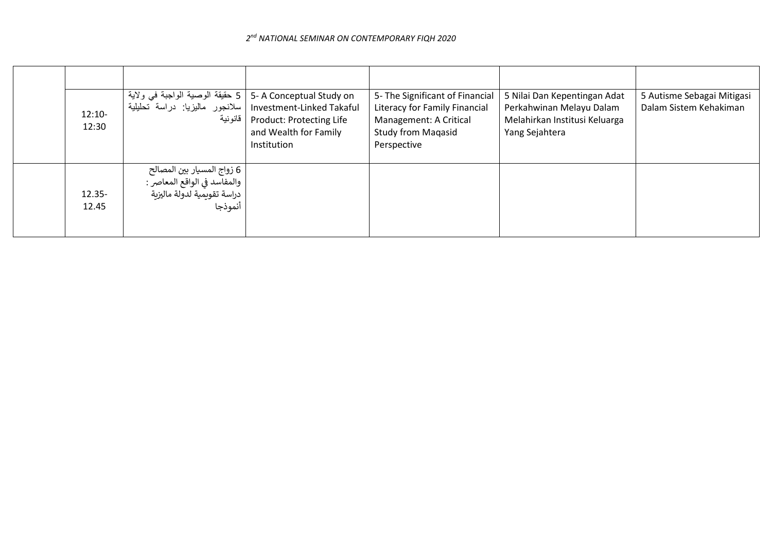| | | | | | | |
|---|---|---|---|---|---|---|
| | | | | | | |
| | 12:10-12:30 | 5 حقيقة الوصية الواجبة في ولاية سلانجور ماليزيا: دراسة تحليلية قانونية | 5- A Conceptual Study on Investment-Linked Takaful Product: Protecting Life and Wealth for Family Institution | 5- The Significant of Financial Literacy for Family Financial Management: A Critical Study from Maqasid Perspective | 5 Nilai Dan Kepentingan Adat Perkahwinan Melayu Dalam Melahirkan Institusi Keluarga Yang Sejahtera | 5 Autisme Sebagai Mitigasi Dalam Sistem Kehakiman |
| | 12.35-12.45 | 6 زواج المسيار بين المصالح والمفاسد في الواقع المعاصر : دراسة تقويمية لدولة ماليزية أنموذجا | | | | |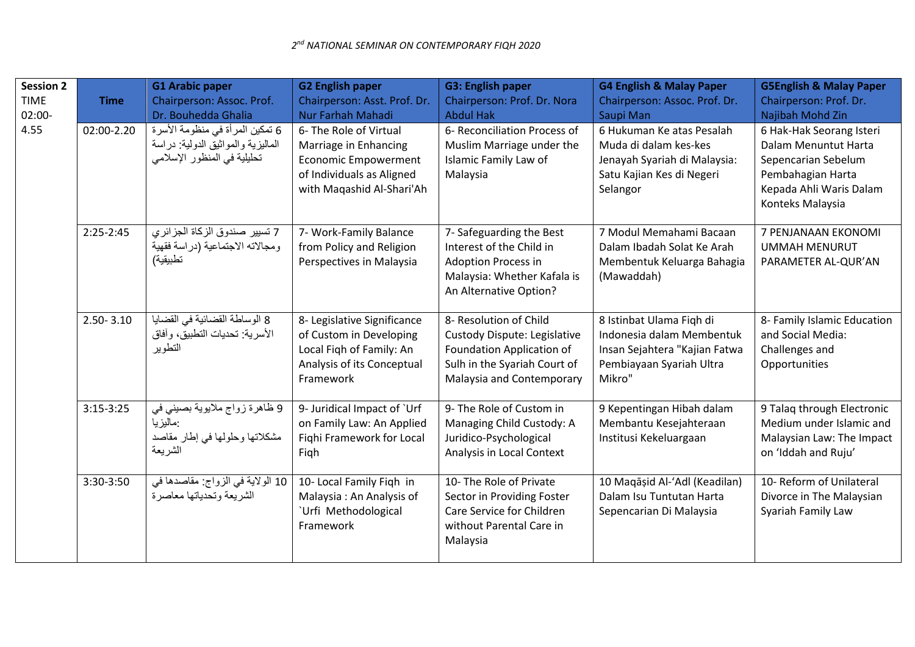| Session 2 TIME 02:00-4.55 | Time | G1 Arabic paper Chairperson: Assoc. Prof. Dr. Bouhedda Ghalia | G2 English paper Chairperson: Asst. Prof. Dr. Nur Farhah Mahadi | G3: English paper Chairperson: Prof. Dr. Nora Abdul Hak | G4 English & Malay Paper Chairperson: Assoc. Prof. Dr. Saupi Man | G5English & Malay Paper Chairperson: Prof. Dr. Najibah Mohd Zin |
|---|---|---|---|---|---|---|
| | 02:00-2.20 | 6 تمكين المرأة في منظومة الأسرة الماليزية والمواثيق الدولية: دراسة تحليلية في المنظور الإسلامي | 6- The Role of Virtual Marriage in Enhancing Economic Empowerment of Individuals as Aligned with Maqashid Al-Shari'Ah | 6- Reconciliation Process of Muslim Marriage under the Islamic Family Law of Malaysia | 6 Hukuman Ke atas Pesalah Muda di dalam kes-kes Jenayah Syariah di Malaysia: Satu Kajian Kes di Negeri Selangor | 6 Hak-Hak Seorang Isteri Dalam Menuntut Harta Sepencarian Sebelum Pembahagian Harta Kepada Ahli Waris Dalam Konteks Malaysia |
| | 2:25-2:45 | 7 تسيير صندوق الزكاة الجزائري ومجالاته الاجتماعية (دراسة فقهية تطبيقية) | 7- Work-Family Balance from Policy and Religion Perspectives in Malaysia | 7- Safeguarding the Best Interest of the Child in Adoption Process in Malaysia: Whether Kafala is An Alternative Option? | 7 Modul Memahami Bacaan Dalam Ibadah Solat Ke Arah Membentuk Keluarga Bahagia (Mawaddah) | 7 PENJANAAN EKONOMI UMMAH MENURUT PARAMETER AL-QUR'AN |
| | 2.50- 3.10 | 8 الوساطة القضائية في القضايا الأسرية: تحديات التطبيق، وآفاق التطوير | 8- Legislative Significance of Custom in Developing Local Fiqh of Family: An Analysis of its Conceptual Framework | 8- Resolution of Child Custody Dispute: Legislative Foundation Application of Sulh in the Syariah Court of Malaysia and Contemporary | 8 Istinbat Ulama Fiqh di Indonesia dalam Membentuk Insan Sejahtera "Kajian Fatwa Pembiayaan Syariah Ultra Mikro" | 8- Family Islamic Education and Social Media: Challenges and Opportunities |
| | 3:15-3:25 | 9 ظاهرة زواج ملايوية بصيني في ماليزيا: مشكلاتها وحلولها في إطار مقاصد الشريعة | 9- Juridical Impact of `Urf on Family Law: An Applied Fiqhi Framework for Local Fiqh | 9- The Role of Custom in Managing Child Custody: A Juridico-Psychological Analysis in Local Context | 9 Kepentingan Hibah dalam Membantu Kesejahteraan Institusi Kekeluargaan | 9 Talaq through Electronic Medium under Islamic and Malaysian Law: The Impact on 'Iddah and Ruju' |
| | 3:30-3:50 | 10 الولاية في الزواج: مقاصدها في الشريعة وتحدياتها معاصرة | 10- Local Family Fiqh in Malaysia : An Analysis of `Urfi Methodological Framework | 10- The Role of Private Sector in Providing Foster Care Service for Children without Parental Care in Malaysia | 10 Maqāṣid Al-'Adl (Keadilan) Dalam Isu Tuntutan Harta Sepencarian Di Malaysia | 10- Reform of Unilateral Divorce in The Malaysian Syariah Family Law |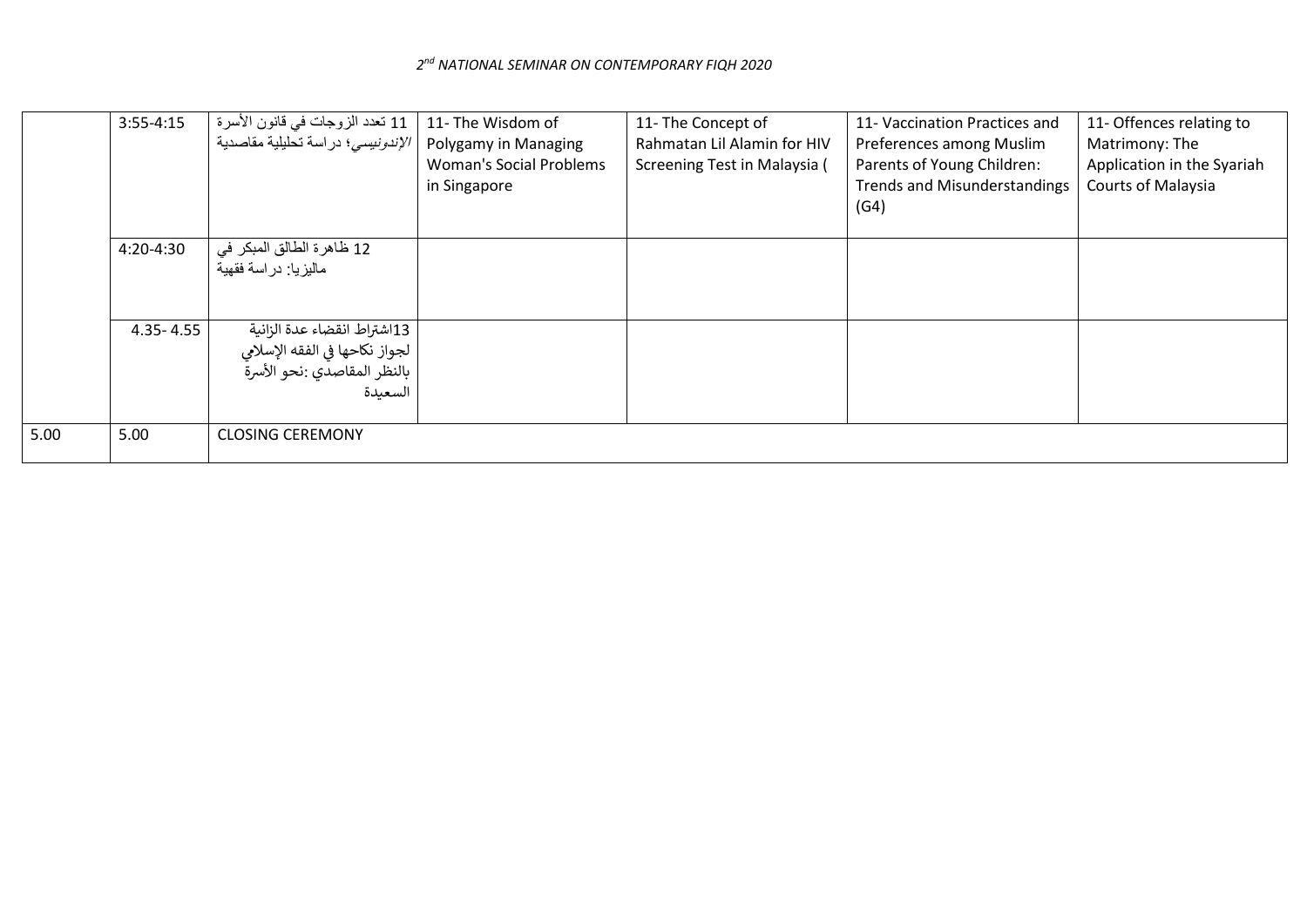| | | | | | | |
|---|---|---|---|---|---|---|
| | 3:55-4:15 | 11 تعدد الزوجات في قانون الأسرة الإندونيسي؛ دراسة تحليلية مقاصدية | 11- The Wisdom of Polygamy in Managing Woman's Social Problems in Singapore | 11- The Concept of Rahmatan Lil Alamin for HIV Screening Test in Malaysia ( | 11- Vaccination Practices and Preferences among Muslim Parents of Young Children: Trends and Misunderstandings (G4) | 11- Offences relating to Matrimony: The Application in the Syariah Courts of Malaysia |
| | 4:20-4:30 | 12 ظاهرة الطالق المبكر في ماليزيا: دراسة فقهية | | | | |
| | 4.35- 4.55 | 13اشتراط انقضاء عدة الزانية لجواز نكاحها في الفقه الإسلامي بالنظر المقاصدي :نحو الأسرة السعيدة | | | | |
| 5.00 | 5.00 | CLOSING CEREMONY | | | | |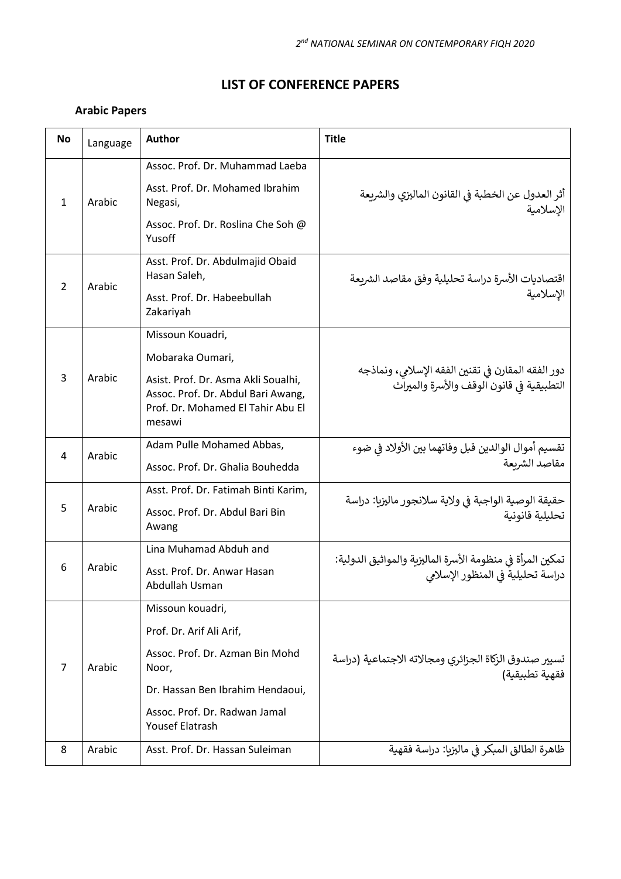# LIST OF CONFERENCE PAPERS

### Arabic Papers

| No | Language | Author | Title |
|---|---|---|---|
| 1 | Arabic | Assoc. Prof. Dr. Muhammad Laeba<br>Asst. Prof. Dr. Mohamed Ibrahim Negasi,<br>Assoc. Prof. Dr. Roslina Che Soh @ Yusoff | أثر العدول عن الخطبة في القانون الماليزي والشريعة الإسلامية |
| 2 | Arabic | Asst. Prof. Dr. Abdulmajid Obaid Hasan Saleh,<br>Asst. Prof. Dr. Habeebullah Zakariyah | اقتصاديات الأسرة دراسة تحليلية وفق مقاصد الشريعة الإسلامية |
| 3 | Arabic | Missoun Kouadri,<br>Mobaraka Oumari,<br>Asist. Prof. Dr. Asma Akli Soualhi, Assoc. Prof. Dr. Abdul Bari Awang, Prof. Dr. Mohamed El Tahir Abu El mesawi | دور الفقه المقارن في تقنين الفقه الإسلامي، ونماذجه التطبيقية في قانون الوقف والأسرة والميراث |
| 4 | Arabic | Adam Pulle Mohamed Abbas,<br>Assoc. Prof. Dr. Ghalia Bouhedda | تقسيم أموال الوالدين قبل وفاتهما بين الأولاد في ضوء مقاصد الشريعة |
| 5 | Arabic | Asst. Prof. Dr. Fatimah Binti Karim,<br>Assoc. Prof. Dr. Abdul Bari Bin Awang | حقيقة الوصية الواجبة في ولاية سلانجور ماليزيا: دراسة تحليلية قانونية |
| 6 | Arabic | Lina Muhamad Abduh and<br>Asst. Prof. Dr. Anwar Hasan Abdullah Usman | تمكين المرأة في منظومة الأسرة الماليزية والمواثيق الدولية: دراسة تحليلية في المنظور الإسلامي |
| 7 | Arabic | Missoun kouadri,<br>Prof. Dr. Arif Ali Arif,<br>Assoc. Prof. Dr. Azman Bin Mohd Noor,<br>Dr. Hassan Ben Ibrahim Hendaoui,<br>Assoc. Prof. Dr. Radwan Jamal Yousef Elatrash | تسيير صندوق الزكاة الجزائري ومجالاته الاجتماعية (دراسة فقهية تطبيقية) |
| 8 | Arabic | Asst. Prof. Dr. Hassan Suleiman | ظاهرة الطالق المبكر في ماليزيا: دراسة فقهية |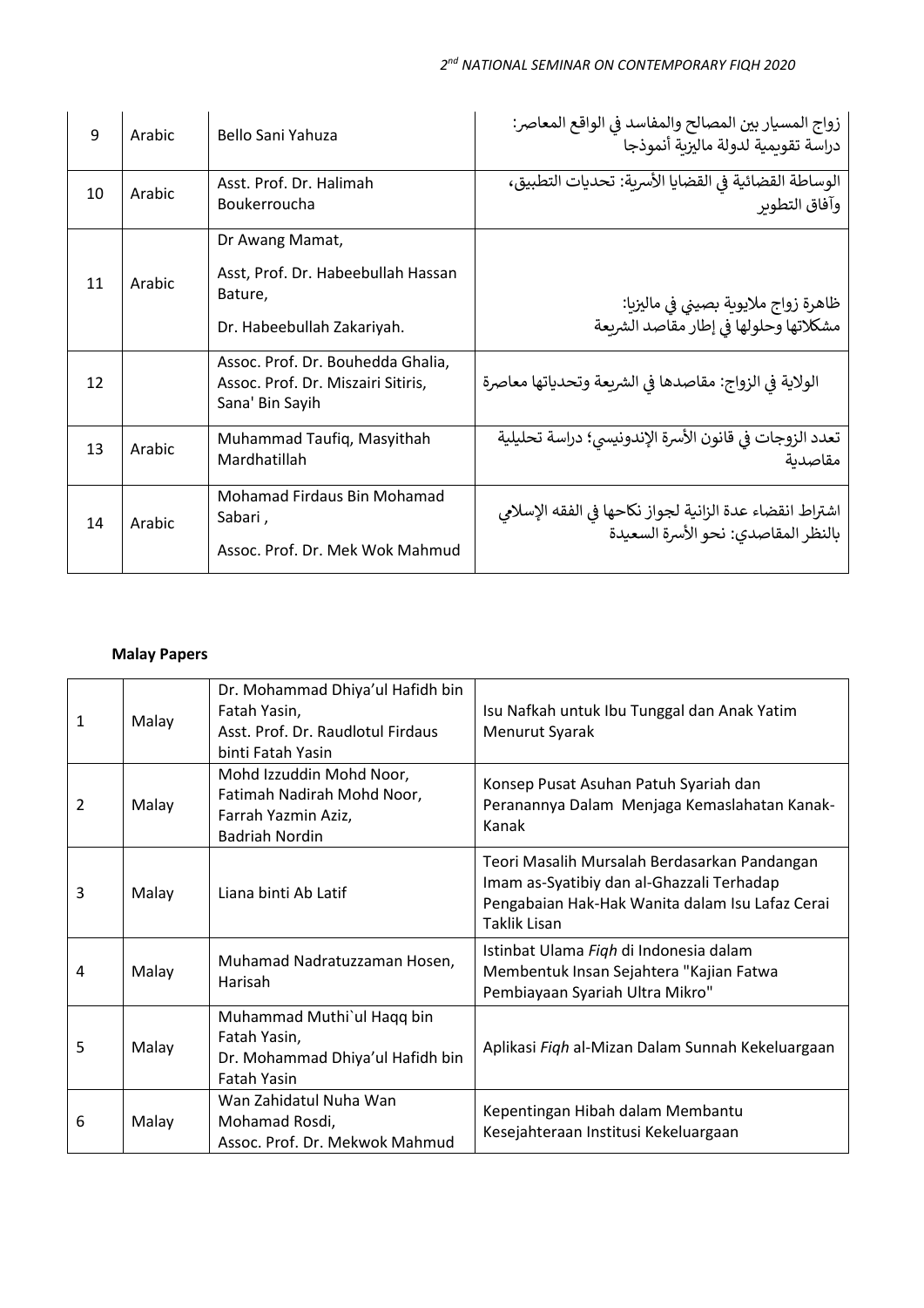| 9 | Arabic | Bello Sani Yahuza | زواج المسيار بين المصالح والمفاسد في الواقع المعاصر: دراسة تقويمية لدولة ماليزية أنموذجا |
|---|---|---|---|
| 10 | Arabic | Asst. Prof. Dr. Halimah Boukerroucha | الوساطة القضائية في القضايا الأسرية: تحديات التطبيق، وآفاق التطوير |
| 11 | Arabic | Dr Awang Mamat,<br>Asst, Prof. Dr. Habeebullah Hassan Bature,<br>Dr. Habeebullah Zakariyah. | ظاهرة زواج ملايوية بصيني في ماليزيا: مشكلاتها وحلولها في إطار مقاصد الشريعة |
| 12 | | Assoc. Prof. Dr. Bouhedda Ghalia, Assoc. Prof. Dr. Miszairi Sitiris, Sana' Bin Sayih | الولاية في الزواج: مقاصدها في الشريعة وتحدياتها معاصرة |
| 13 | Arabic | Muhammad Taufiq, Masyithah Mardhatillah | تعدد الزوجات في قانون الأسرة الإندونيسي؛ دراسة تحليلية مقاصدية |
| 14 | Arabic | Mohamad Firdaus Bin Mohamad Sabari ,<br>Assoc. Prof. Dr. Mek Wok Mahmud | اشتراط انقضاء عدة الزانية لجواز نكاحها في الفقه الإسلامي بالنظر المقاصدي: نحو الأسرة السعيدة |

**Malay Papers**

| 1 | Malay | Dr. Mohammad Dhiya'ul Hafidh bin Fatah Yasin,<br>Asst. Prof. Dr. Raudlotul Firdaus binti Fatah Yasin | Isu Nafkah untuk Ibu Tunggal dan Anak Yatim Menurut Syarak |
|---|---|---|---|
| 2 | Malay | Mohd Izzuddin Mohd Noor,<br>Fatimah Nadirah Mohd Noor,<br>Farrah Yazmin Aziz,<br>Badriah Nordin | Konsep Pusat Asuhan Patuh Syariah dan Peranannya Dalam Menjaga Kemaslahatan Kanak-Kanak |
| 3 | Malay | Liana binti Ab Latif | Teori Masalih Mursalah Berdasarkan Pandangan Imam as-Syatibiy dan al-Ghazzali Terhadap Pengabaian Hak-Hak Wanita dalam Isu Lafaz Cerai Taklik Lisan |
| 4 | Malay | Muhamad Nadratuzzaman Hosen, Harisah | Istinbat Ulama *Fiqh* di Indonesia dalam Membentuk Insan Sejahtera "Kajian Fatwa Pembiayaan Syariah Ultra Mikro" |
| 5 | Malay | Muhammad Muthi`ul Haqq bin Fatah Yasin,<br>Dr. Mohammad Dhiya'ul Hafidh bin Fatah Yasin | Aplikasi *Fiqh* al-Mizan Dalam Sunnah Kekeluargaan |
| 6 | Malay | Wan Zahidatul Nuha Wan Mohamad Rosdi,<br>Assoc. Prof. Dr. Mekwok Mahmud | Kepentingan Hibah dalam Membantu Kesejahteraan Institusi Kekeluargaan |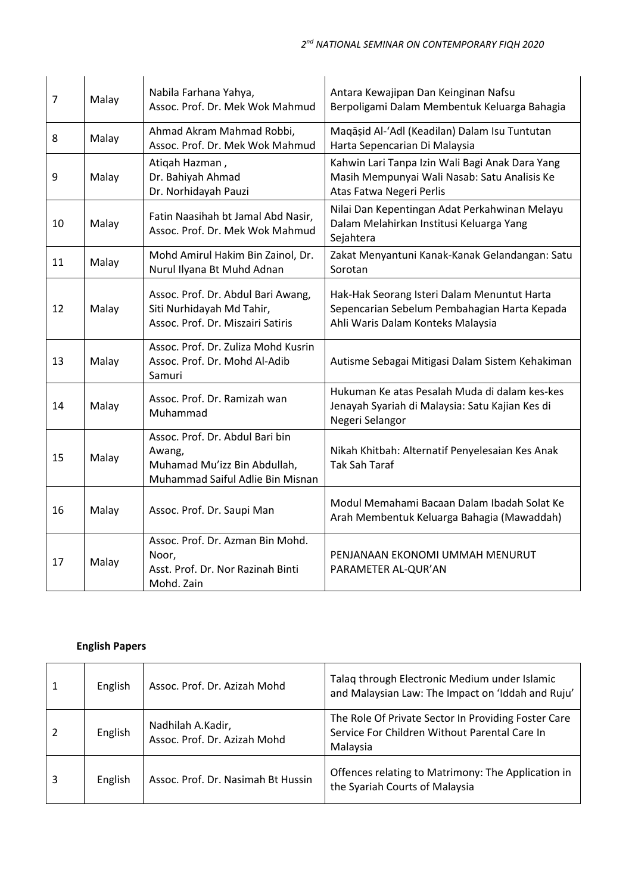| 7 | Malay | Nabila Farhana Yahya, Assoc. Prof. Dr. Mek Wok Mahmud | Antara Kewajipan Dan Keinginan Nafsu Berpoligami Dalam Membentuk Keluarga Bahagia |
|---|---|---|---|
| 8 | Malay | Ahmad Akram Mahmad Robbi, Assoc. Prof. Dr. Mek Wok Mahmud | Maqāṣid Al-'Adl (Keadilan) Dalam Isu Tuntutan Harta Sepencarian Di Malaysia |
| 9 | Malay | Atiqah Hazman , Dr. Bahiyah Ahmad Dr. Norhidayah Pauzi | Kahwin Lari Tanpa Izin Wali Bagi Anak Dara Yang Masih Mempunyai Wali Nasab: Satu Analisis Ke Atas Fatwa Negeri Perlis |
| 10 | Malay | Fatin Naasihah bt Jamal Abd Nasir, Assoc. Prof. Dr. Mek Wok Mahmud | Nilai Dan Kepentingan Adat Perkahwinan Melayu Dalam Melahirkan Institusi Keluarga Yang Sejahtera |
| 11 | Malay | Mohd Amirul Hakim Bin Zainol, Dr. Nurul Ilyana Bt Muhd Adnan | Zakat Menyantuni Kanak-Kanak Gelandangan: Satu Sorotan |
| 12 | Malay | Assoc. Prof. Dr. Abdul Bari Awang, Siti Nurhidayah Md Tahir, Assoc. Prof. Dr. Miszairi Satiris | Hak-Hak Seorang Isteri Dalam Menuntut Harta Sepencarian Sebelum Pembahagian Harta Kepada Ahli Waris Dalam Konteks Malaysia |
| 13 | Malay | Assoc. Prof. Dr. Zuliza Mohd Kusrin Assoc. Prof. Dr. Mohd Al-Adib Samuri | Autisme Sebagai Mitigasi Dalam Sistem Kehakiman |
| 14 | Malay | Assoc. Prof. Dr. Ramizah wan Muhammad | Hukuman Ke atas Pesalah Muda di dalam kes-kes Jenayah Syariah di Malaysia: Satu Kajian Kes di Negeri Selangor |
| 15 | Malay | Assoc. Prof. Dr. Abdul Bari bin Awang, Muhamad Mu'izz Bin Abdullah, Muhammad Saiful Adlie Bin Misnan | Nikah Khitbah: Alternatif Penyelesaian Kes Anak Tak Sah Taraf |
| 16 | Malay | Assoc. Prof. Dr. Saupi Man | Modul Memahami Bacaan Dalam Ibadah Solat Ke Arah Membentuk Keluarga Bahagia (Mawaddah) |
| 17 | Malay | Assoc. Prof. Dr. Azman Bin Mohd. Noor, Asst. Prof. Dr. Nor Razinah Binti Mohd. Zain | PENJANAAN EKONOMI UMMAH MENURUT PARAMETER AL-QUR'AN |

**English Papers**

| 1 | English | Assoc. Prof. Dr. Azizah Mohd | Talaq through Electronic Medium under Islamic and Malaysian Law: The Impact on 'Iddah and Ruju' |
|---|---|---|---|
| 2 | English | Nadhilah A.Kadir, Assoc. Prof. Dr. Azizah Mohd | The Role Of Private Sector In Providing Foster Care Service For Children Without Parental Care In Malaysia |
| 3 | English | Assoc. Prof. Dr. Nasimah Bt Hussin | Offences relating to Matrimony: The Application in the Syariah Courts of Malaysia |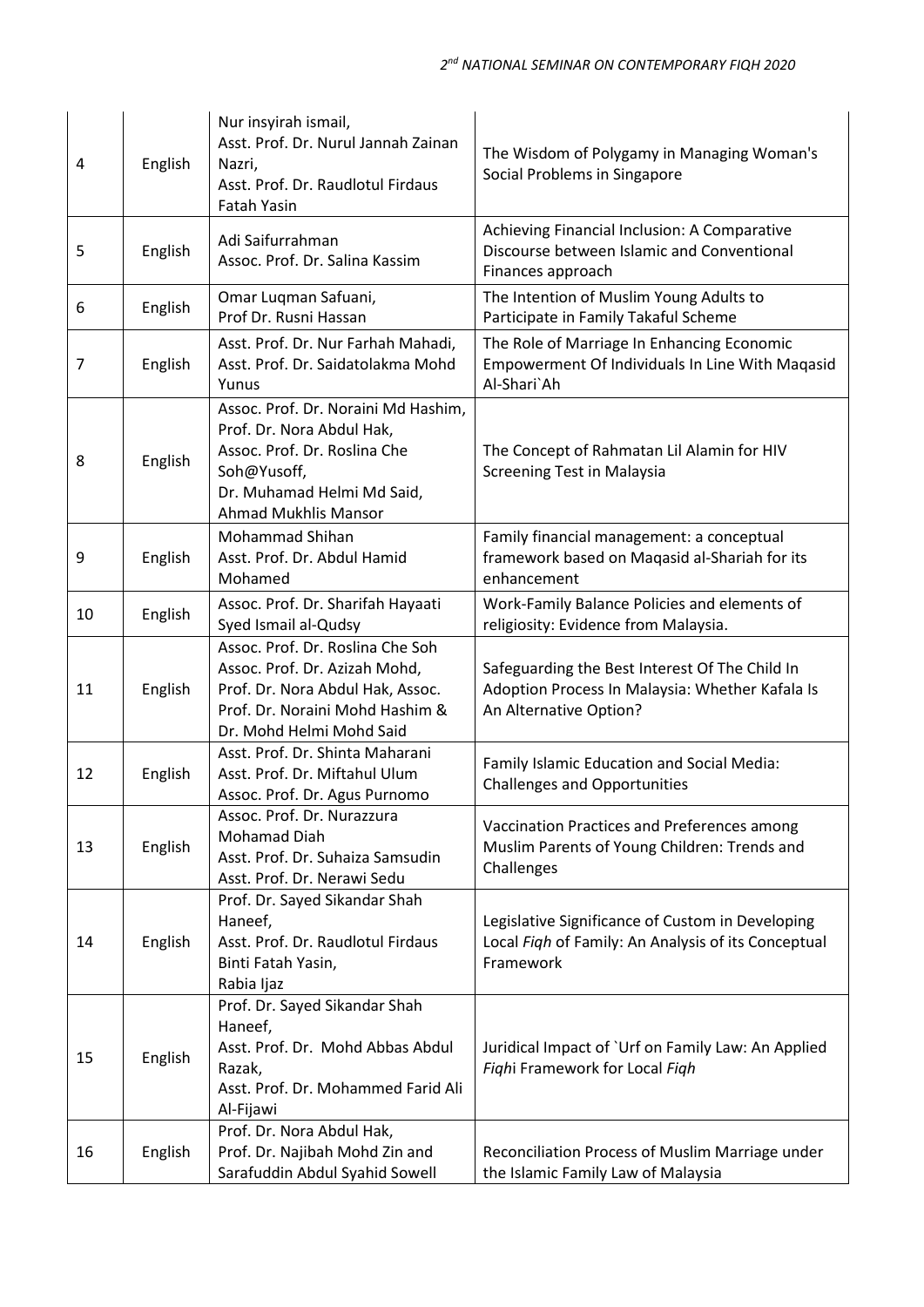| 4 | English | Nur insyirah ismail,<br>Asst. Prof. Dr. Nurul Jannah Zainan Nazri,<br>Asst. Prof. Dr. Raudlotul Firdaus Fatah Yasin | The Wisdom of Polygamy in Managing Woman's Social Problems in Singapore |
|---|---|---|---|
| 5 | English | Adi Saifurrahman<br>Assoc. Prof. Dr. Salina Kassim | Achieving Financial Inclusion: A Comparative Discourse between Islamic and Conventional Finances approach |
| 6 | English | Omar Luqman Safuani,<br>Prof Dr. Rusni Hassan | The Intention of Muslim Young Adults to Participate in Family Takaful Scheme |
| 7 | English | Asst. Prof. Dr. Nur Farhah Mahadi,<br>Asst. Prof. Dr. Saidatolakma Mohd Yunus | The Role of Marriage In Enhancing Economic Empowerment Of Individuals In Line With Maqasid Al-Shari`Ah |
| 8 | English | Assoc. Prof. Dr. Noraini Md Hashim,<br>Prof. Dr. Nora Abdul Hak,<br>Assoc. Prof. Dr. Roslina Che Soh@Yusoff,<br>Dr. Muhamad Helmi Md Said,<br>Ahmad Mukhlis Mansor | The Concept of Rahmatan Lil Alamin for HIV Screening Test in Malaysia |
| 9 | English | Mohammad Shihan<br>Asst. Prof. Dr. Abdul Hamid Mohamed | Family financial management: a conceptual framework based on Maqasid al-Shariah for its enhancement |
| 10 | English | Assoc. Prof. Dr. Sharifah Hayaati Syed Ismail al-Qudsy | Work-Family Balance Policies and elements of religiosity: Evidence from Malaysia. |
| 11 | English | Assoc. Prof. Dr. Roslina Che Soh<br>Assoc. Prof. Dr. Azizah Mohd,<br>Prof. Dr. Nora Abdul Hak, Assoc. Prof. Dr. Noraini Mohd Hashim &<br>Dr. Mohd Helmi Mohd Said | Safeguarding the Best Interest Of The Child In Adoption Process In Malaysia: Whether Kafala Is An Alternative Option? |
| 12 | English | Asst. Prof. Dr. Shinta Maharani<br>Asst. Prof. Dr. Miftahul Ulum<br>Assoc. Prof. Dr. Agus Purnomo | Family Islamic Education and Social Media: Challenges and Opportunities |
| 13 | English | Assoc. Prof. Dr. Nurazzura Mohamad Diah<br>Asst. Prof. Dr. Suhaiza Samsudin<br>Asst. Prof. Dr. Nerawi Sedu | Vaccination Practices and Preferences among Muslim Parents of Young Children: Trends and Challenges |
| 14 | English | Prof. Dr. Sayed Sikandar Shah Haneef,<br>Asst. Prof. Dr. Raudlotul Firdaus Binti Fatah Yasin,<br>Rabia Ijaz | Legislative Significance of Custom in Developing Local *Fiqh* of Family: An Analysis of its Conceptual Framework |
| 15 | English | Prof. Dr. Sayed Sikandar Shah Haneef,<br>Asst. Prof. Dr. Mohd Abbas Abdul Razak,<br>Asst. Prof. Dr. Mohammed Farid Ali Al-Fijawi | Juridical Impact of `Urf on Family Law: An Applied *Fiqh*i Framework for Local *Fiqh* |
| 16 | English | Prof. Dr. Nora Abdul Hak,<br>Prof. Dr. Najibah Mohd Zin and<br>Sarafuddin Abdul Syahid Sowell | Reconciliation Process of Muslim Marriage under the Islamic Family Law of Malaysia |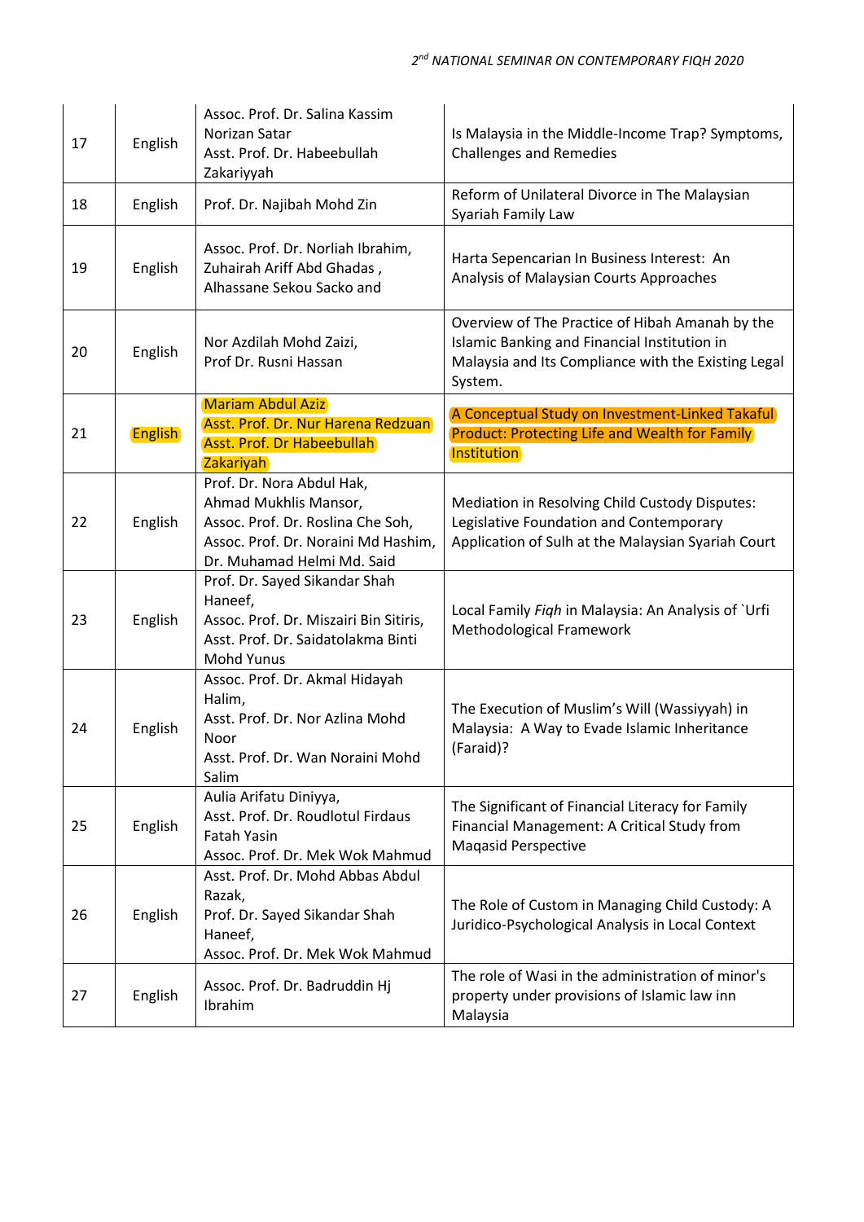| | | | |
|---|---|---|---|
| 17 | English | Assoc. Prof. Dr. Salina Kassim<br>Norizan Satar<br>Asst. Prof. Dr. Habeebullah Zakariyyah | Is Malaysia in the Middle-Income Trap? Symptoms, Challenges and Remedies |
| 18 | English | Prof. Dr. Najibah Mohd Zin | Reform of Unilateral Divorce in The Malaysian Syariah Family Law |
| 19 | English | Assoc. Prof. Dr. Norliah Ibrahim,<br>Zuhairah Ariff Abd Ghadas ,<br>Alhassane Sekou Sacko and | Harta Sepencarian In Business Interest: An Analysis of Malaysian Courts Approaches |
| 20 | English | Nor Azdilah Mohd Zaizi,<br>Prof Dr. Rusni Hassan | Overview of The Practice of Hibah Amanah by the Islamic Banking and Financial Institution in Malaysia and Its Compliance with the Existing Legal System. |
| 21 | English | Mariam Abdul Aziz<br>Asst. Prof. Dr. Nur Harena Redzuan<br>Asst. Prof. Dr Habeebullah Zakariyah | A Conceptual Study on Investment-Linked Takaful Product: Protecting Life and Wealth for Family Institution |
| 22 | English | Prof. Dr. Nora Abdul Hak,<br>Ahmad Mukhlis Mansor,<br>Assoc. Prof. Dr. Roslina Che Soh,<br>Assoc. Prof. Dr. Noraini Md Hashim,<br>Dr. Muhamad Helmi Md. Said | Mediation in Resolving Child Custody Disputes: Legislative Foundation and Contemporary Application of Sulh at the Malaysian Syariah Court |
| 23 | English | Prof. Dr. Sayed Sikandar Shah Haneef,<br>Assoc. Prof. Dr. Miszairi Bin Sitiris,<br>Asst. Prof. Dr. Saidatolakma Binti Mohd Yunus | Local Family *Fiqh* in Malaysia: An Analysis of `Urfi Methodological Framework |
| 24 | English | Assoc. Prof. Dr. Akmal Hidayah Halim,<br>Asst. Prof. Dr. Nor Azlina Mohd Noor<br>Asst. Prof. Dr. Wan Noraini Mohd Salim | The Execution of Muslim's Will (Wassiyyah) in Malaysia: A Way to Evade Islamic Inheritance (Faraid)? |
| 25 | English | Aulia Arifatu Diniyya,<br>Asst. Prof. Dr. Roudlotul Firdaus Fatah Yasin<br>Assoc. Prof. Dr. Mek Wok Mahmud | The Significant of Financial Literacy for Family Financial Management: A Critical Study from Maqasid Perspective |
| 26 | English | Asst. Prof. Dr. Mohd Abbas Abdul Razak,<br>Prof. Dr. Sayed Sikandar Shah Haneef,<br>Assoc. Prof. Dr. Mek Wok Mahmud | The Role of Custom in Managing Child Custody: A Juridico-Psychological Analysis in Local Context |
| 27 | English | Assoc. Prof. Dr. Badruddin Hj Ibrahim | The role of Wasi in the administration of minor's property under provisions of Islamic law inn Malaysia |